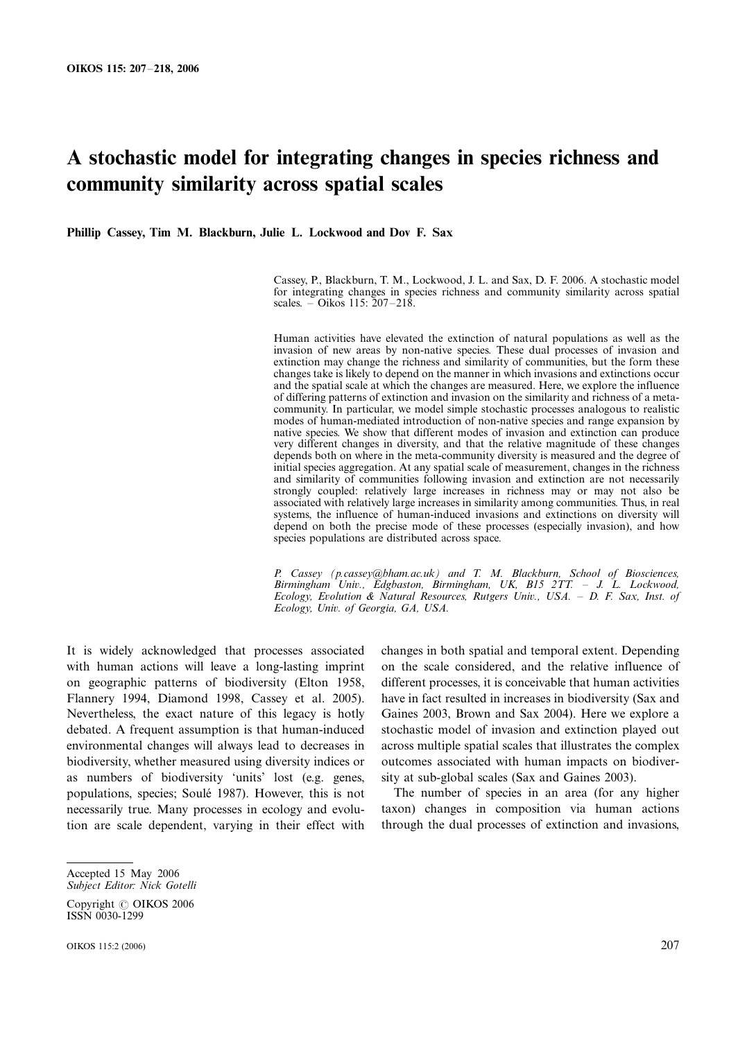# A stochastic model for integrating changes in species richness and community similarity across spatial scales

**Phillip Cassey, Tim M. Blackburn, Julie L. Lockwood and Dov F. Sax**

Cassey, P., Blackburn, T. M., Lockwood, J. L. and Sax, D. F. 2006. A stochastic model for integrating changes in species richness and community similarity across spatial scales. – Oikos 115: 207–218.

Human activities have elevated the extinction of natural populations as well as the invasion of new areas by non-native species. These dual processes of invasion and extinction may change the richness and similarity of communities, but the form these changes take is likely to depend on the manner in which invasions and extinctions occur and the spatial scale at which the changes are measured. Here, we explore the influence of differing patterns of extinction and invasion on the similarity and richness of a meta-community. In particular, we model simple stochastic processes analogous to realistic modes of human-mediated introduction of non-native species and range expansion by native species. We show that different modes of invasion and extinction can produce very different changes in diversity, and that the relative magnitude of these changes depends both on where in the meta-community diversity is measured and the degree of initial species aggregation. At any spatial scale of measurement, changes in the richness and similarity of communities following invasion and extinction are not necessarily strongly coupled: relatively large increases in richness may or may not also be associated with relatively large increases in similarity among communities. Thus, in real systems, the influence of human-induced invasions and extinctions on diversity will depend on both the precise mode of these processes (especially invasion), and how species populations are distributed across space.

*P. Cassey (p.cassey@bham.ac.uk) and T. M. Blackburn, School of Biosciences, Birmingham Univ., Edgbaston, Birmingham, UK, B15 2TT. – J. L. Lockwood, Ecology, Evolution & Natural Resources, Rutgers Univ., USA. – D. F. Sax, Inst. of Ecology, Univ. of Georgia, GA, USA.*

It is widely acknowledged that processes associated with human actions will leave a long-lasting imprint on geographic patterns of biodiversity (Elton 1958, Flannery 1994, Diamond 1998, Cassey et al. 2005). Nevertheless, the exact nature of this legacy is hotly debated. A frequent assumption is that human-induced environmental changes will always lead to decreases in biodiversity, whether measured using diversity indices or as numbers of biodiversity 'units' lost (e.g. genes, populations, species; Soulé 1987). However, this is not necessarily true. Many processes in ecology and evolution are scale dependent, varying in their effect with changes in both spatial and temporal extent. Depending on the scale considered, and the relative influence of different processes, it is conceivable that human activities have in fact resulted in increases in biodiversity (Sax and Gaines 2003, Brown and Sax 2004). Here we explore a stochastic model of invasion and extinction played out across multiple spatial scales that illustrates the complex outcomes associated with human impacts on biodiversity at sub-global scales (Sax and Gaines 2003).

The number of species in an area (for any higher taxon) changes in composition via human actions through the dual processes of extinction and invasions,

Accepted 15 May 2006
*Subject Editor: Nick Gotelli*

Copyright © OIKOS 2006
ISSN 0030-1299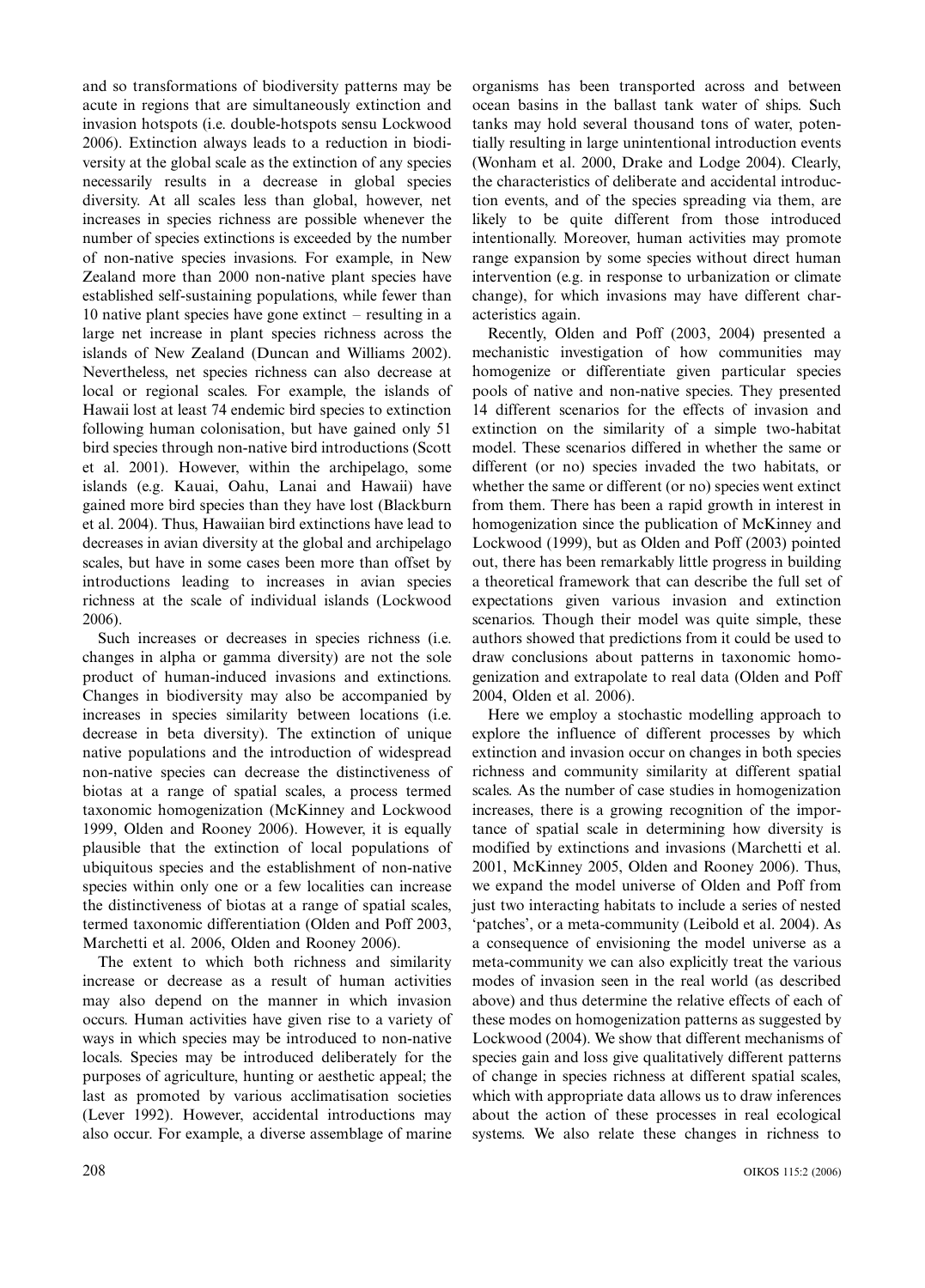and so transformations of biodiversity patterns may be acute in regions that are simultaneously extinction and invasion hotspots (i.e. double-hotspots sensu Lockwood 2006). Extinction always leads to a reduction in biodiversity at the global scale as the extinction of any species necessarily results in a decrease in global species diversity. At all scales less than global, however, net increases in species richness are possible whenever the number of species extinctions is exceeded by the number of non-native species invasions. For example, in New Zealand more than 2000 non-native plant species have established self-sustaining populations, while fewer than 10 native plant species have gone extinct – resulting in a large net increase in plant species richness across the islands of New Zealand (Duncan and Williams 2002). Nevertheless, net species richness can also decrease at local or regional scales. For example, the islands of Hawaii lost at least 74 endemic bird species to extinction following human colonisation, but have gained only 51 bird species through non-native bird introductions (Scott et al. 2001). However, within the archipelago, some islands (e.g. Kauai, Oahu, Lanai and Hawaii) have gained more bird species than they have lost (Blackburn et al. 2004). Thus, Hawaiian bird extinctions have lead to decreases in avian diversity at the global and archipelago scales, but have in some cases been more than offset by introductions leading to increases in avian species richness at the scale of individual islands (Lockwood 2006).

Such increases or decreases in species richness (i.e. changes in alpha or gamma diversity) are not the sole product of human-induced invasions and extinctions. Changes in biodiversity may also be accompanied by increases in species similarity between locations (i.e. decrease in beta diversity). The extinction of unique native populations and the introduction of widespread non-native species can decrease the distinctiveness of biotas at a range of spatial scales, a process termed taxonomic homogenization (McKinney and Lockwood 1999, Olden and Rooney 2006). However, it is equally plausible that the extinction of local populations of ubiquitous species and the establishment of non-native species within only one or a few localities can increase the distinctiveness of biotas at a range of spatial scales, termed taxonomic differentiation (Olden and Poff 2003, Marchetti et al. 2006, Olden and Rooney 2006).

The extent to which both richness and similarity increase or decrease as a result of human activities may also depend on the manner in which invasion occurs. Human activities have given rise to a variety of ways in which species may be introduced to non-native locals. Species may be introduced deliberately for the purposes of agriculture, hunting or aesthetic appeal; the last as promoted by various acclimatisation societies (Lever 1992). However, accidental introductions may also occur. For example, a diverse assemblage of marine organisms has been transported across and between ocean basins in the ballast tank water of ships. Such tanks may hold several thousand tons of water, potentially resulting in large unintentional introduction events (Wonham et al. 2000, Drake and Lodge 2004). Clearly, the characteristics of deliberate and accidental introduction events, and of the species spreading via them, are likely to be quite different from those introduced intentionally. Moreover, human activities may promote range expansion by some species without direct human intervention (e.g. in response to urbanization or climate change), for which invasions may have different characteristics again.

Recently, Olden and Poff (2003, 2004) presented a mechanistic investigation of how communities may homogenize or differentiate given particular species pools of native and non-native species. They presented 14 different scenarios for the effects of invasion and extinction on the similarity of a simple two-habitat model. These scenarios differed in whether the same or different (or no) species invaded the two habitats, or whether the same or different (or no) species went extinct from them. There has been a rapid growth in interest in homogenization since the publication of McKinney and Lockwood (1999), but as Olden and Poff (2003) pointed out, there has been remarkably little progress in building a theoretical framework that can describe the full set of expectations given various invasion and extinction scenarios. Though their model was quite simple, these authors showed that predictions from it could be used to draw conclusions about patterns in taxonomic homogenization and extrapolate to real data (Olden and Poff 2004, Olden et al. 2006).

Here we employ a stochastic modelling approach to explore the influence of different processes by which extinction and invasion occur on changes in both species richness and community similarity at different spatial scales. As the number of case studies in homogenization increases, there is a growing recognition of the importance of spatial scale in determining how diversity is modified by extinctions and invasions (Marchetti et al. 2001, McKinney 2005, Olden and Rooney 2006). Thus, we expand the model universe of Olden and Poff from just two interacting habitats to include a series of nested 'patches', or a meta-community (Leibold et al. 2004). As a consequence of envisioning the model universe as a meta-community we can also explicitly treat the various modes of invasion seen in the real world (as described above) and thus determine the relative effects of each of these modes on homogenization patterns as suggested by Lockwood (2004). We show that different mechanisms of species gain and loss give qualitatively different patterns of change in species richness at different spatial scales, which with appropriate data allows us to draw inferences about the action of these processes in real ecological systems. We also relate these changes in richness to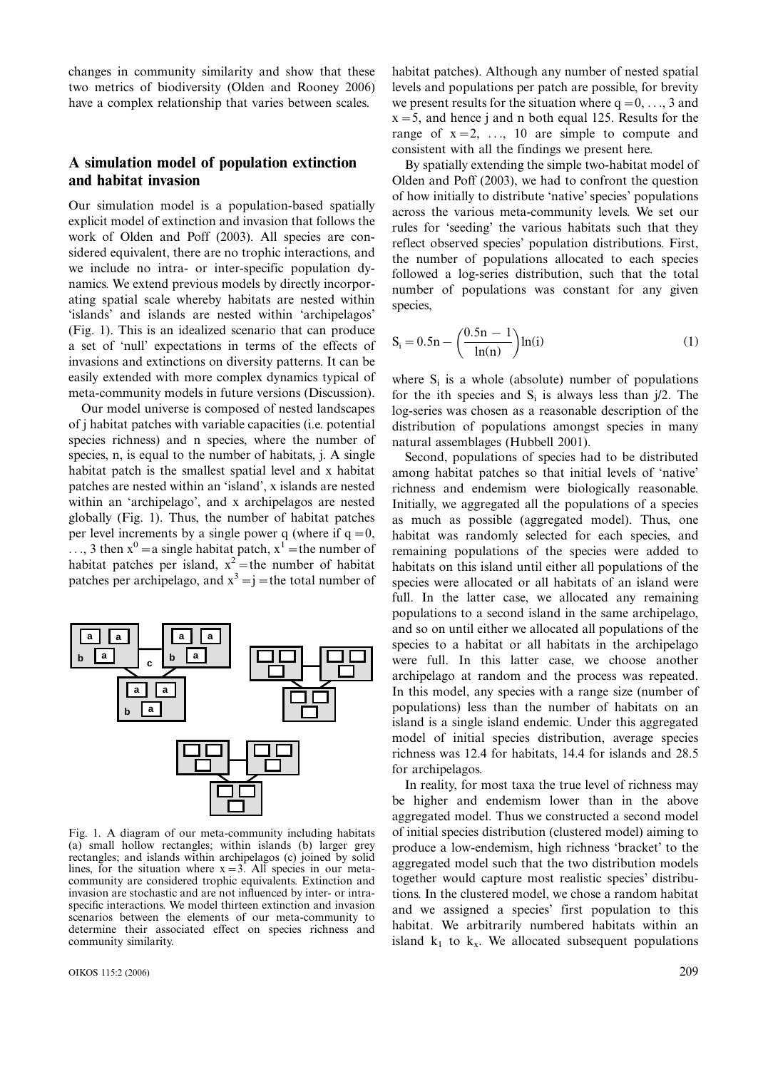changes in community similarity and show that these two metrics of biodiversity (Olden and Rooney 2006) have a complex relationship that varies between scales.

## A simulation model of population extinction and habitat invasion

Our simulation model is a population-based spatially explicit model of extinction and invasion that follows the work of Olden and Poff (2003). All species are considered equivalent, there are no trophic interactions, and we include no intra- or inter-specific population dynamics. We extend previous models by directly incorporating spatial scale whereby habitats are nested within 'islands' and islands are nested within 'archipelagos' (Fig. 1). This is an idealized scenario that can produce a set of 'null' expectations in terms of the effects of invasions and extinctions on diversity patterns. It can be easily extended with more complex dynamics typical of meta-community models in future versions (Discussion).

Our model universe is composed of nested landscapes of j habitat patches with variable capacities (i.e. potential species richness) and n species, where the number of species, n, is equal to the number of habitats, j. A single habitat patch is the smallest spatial level and x habitat patches are nested within an 'island', x islands are nested within an 'archipelago', and x archipelagos are nested globally (Fig. 1). Thus, the number of habitat patches per level increments by a single power q (where if $q = 0, \ldots, 3$ then $x^0$ = a single habitat patch, $x^1$ = the number of habitat patches per island, $x^2$ = the number of habitat patches per archipelago, and $x^3 = j$ = the total number of habitat patches). Although any number of nested spatial levels and populations per patch are possible, for brevity we present results for the situation where $q = 0, \ldots, 3$ and $x = 5$, and hence j and n both equal 125. Results for the range of $x = 2, \ldots, 10$ are simple to compute and consistent with all the findings we present here.

Fig. 1. A diagram of our meta-community including habitats (a) small hollow rectangles; within islands (b) larger grey rectangles; and islands within archipelagos (c) joined by solid lines, for the situation where $x = 3$. All species in our meta-community are considered trophic equivalents. Extinction and invasion are stochastic and are not influenced by inter- or intra-specific interactions. We model thirteen extinction and invasion scenarios between the elements of our meta-community to determine their associated effect on species richness and community similarity.

By spatially extending the simple two-habitat model of Olden and Poff (2003), we had to confront the question of how initially to distribute 'native' species' populations across the various meta-community levels. We set our rules for 'seeding' the various habitats such that they reflect observed species' population distributions. First, the number of populations allocated to each species followed a log-series distribution, such that the total number of populations was constant for any given species,

$$S_i = 0.5n - \left(\frac{0.5n - 1}{\ln(n)}\right)\ln(i) \qquad (1)$$

where $S_i$ is a whole (absolute) number of populations for the ith species and $S_i$ is always less than j/2. The log-series was chosen as a reasonable description of the distribution of populations amongst species in many natural assemblages (Hubbell 2001).

Second, populations of species had to be distributed among habitat patches so that initial levels of 'native' richness and endemism were biologically reasonable. Initially, we aggregated all the populations of a species as much as possible (aggregated model). Thus, one habitat was randomly selected for each species, and remaining populations of the species were added to habitats on this island until either all populations of the species were allocated or all habitats of an island were full. In the latter case, we allocated any remaining populations to a second island in the same archipelago, and so on until either we allocated all populations of the species to a habitat or all habitats in the archipelago were full. In this latter case, we choose another archipelago at random and the process was repeated. In this model, any species with a range size (number of populations) less than the number of habitats on an island is a single island endemic. Under this aggregated model of initial species distribution, average species richness was 12.4 for habitats, 14.4 for islands and 28.5 for archipelagos.

In reality, for most taxa the true level of richness may be higher and endemism lower than in the above aggregated model. Thus we constructed a second model of initial species distribution (clustered model) aiming to produce a low-endemism, high richness 'bracket' to the aggregated model such that the two distribution models together would capture most realistic species' distributions. In the clustered model, we chose a random habitat and we assigned a species' first population to this habitat. We arbitrarily numbered habitats within an island $k_1$ to $k_x$. We allocated subsequent populations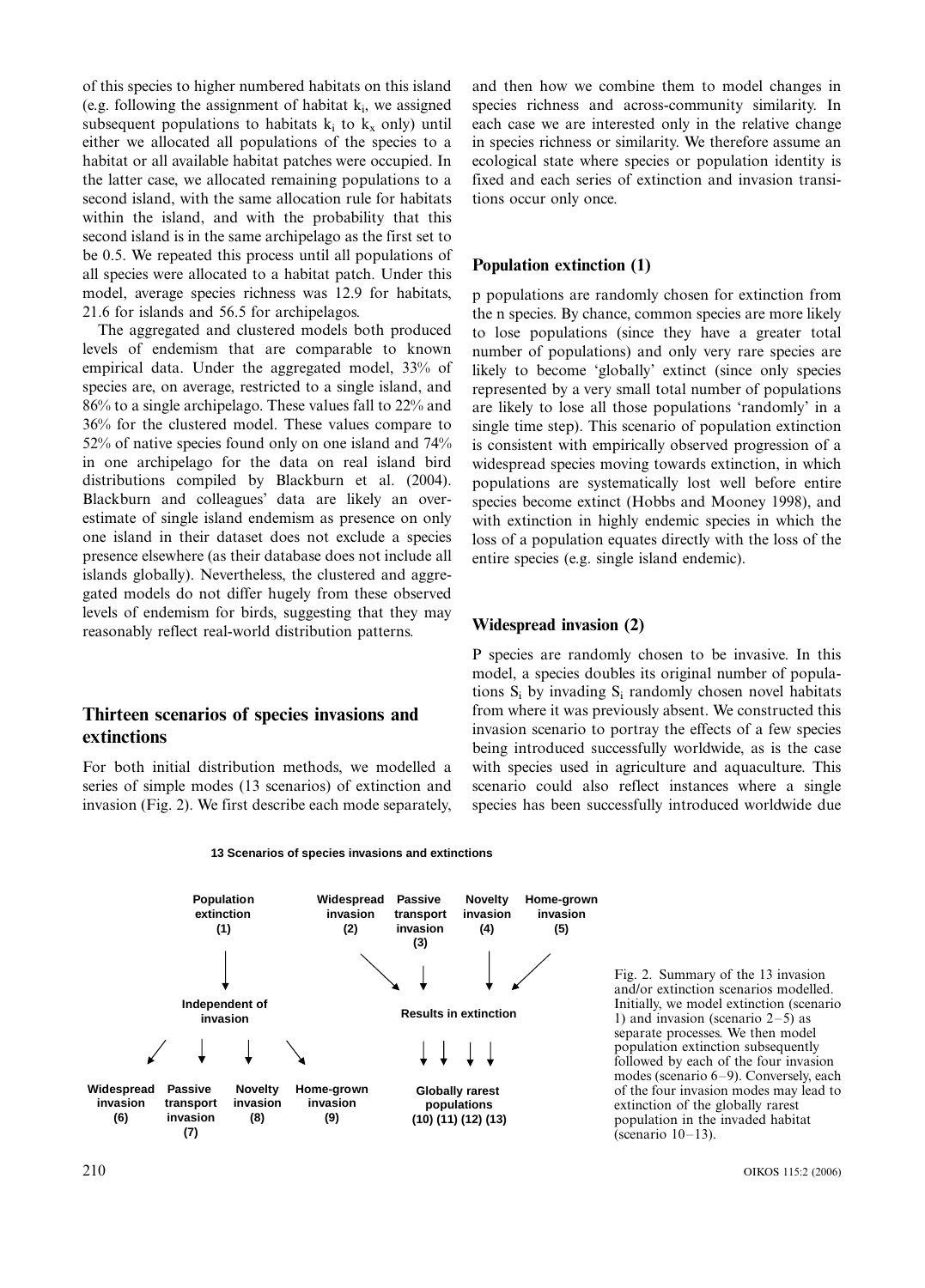of this species to higher numbered habitats on this island (e.g. following the assignment of habitat $k_i$, we assigned subsequent populations to habitats $k_i$ to $k_x$ only) until either we allocated all populations of the species to a habitat or all available habitat patches were occupied. In the latter case, we allocated remaining populations to a second island, with the same allocation rule for habitats within the island, and with the probability that this second island is in the same archipelago as the first set to be 0.5. We repeated this process until all populations of all species were allocated to a habitat patch. Under this model, average species richness was 12.9 for habitats, 21.6 for islands and 56.5 for archipelagos.

The aggregated and clustered models both produced levels of endemism that are comparable to known empirical data. Under the aggregated model, 33% of species are, on average, restricted to a single island, and 86% to a single archipelago. These values fall to 22% and 36% for the clustered model. These values compare to 52% of native species found only on one island and 74% in one archipelago for the data on real island bird distributions compiled by Blackburn et al. (2004). Blackburn and colleagues' data are likely an overestimate of single island endemism as presence on only one island in their dataset does not exclude a species presence elsewhere (as their database does not include all islands globally). Nevertheless, the clustered and aggregated models do not differ hugely from these observed levels of endemism for birds, suggesting that they may reasonably reflect real-world distribution patterns.

## Thirteen scenarios of species invasions and extinctions

For both initial distribution methods, we modelled a series of simple modes (13 scenarios) of extinction and invasion (Fig. 2). We first describe each mode separately, and then how we combine them to model changes in species richness and across-community similarity. In each case we are interested only in the relative change in species richness or similarity. We therefore assume an ecological state where species or population identity is fixed and each series of extinction and invasion transitions occur only once.

### Population extinction (1)

p populations are randomly chosen for extinction from the n species. By chance, common species are more likely to lose populations (since they have a greater total number of populations) and only very rare species are likely to become 'globally' extinct (since only species represented by a very small total number of populations are likely to lose all those populations 'randomly' in a single time step). This scenario of population extinction is consistent with empirically observed progression of a widespread species moving towards extinction, in which populations are systematically lost well before entire species become extinct (Hobbs and Mooney 1998), and with extinction in highly endemic species in which the loss of a population equates directly with the loss of the entire species (e.g. single island endemic).

### Widespread invasion (2)

P species are randomly chosen to be invasive. In this model, a species doubles its original number of populations $S_i$ by invading $S_i$ randomly chosen novel habitats from where it was previously absent. We constructed this invasion scenario to portray the effects of a few species being introduced successfully worldwide, as is the case with species used in agriculture and aquaculture. This scenario could also reflect instances where a single species has been successfully introduced worldwide due

**13 Scenarios of species invasions and extinctions**

- Population extinction (1) → Independent of invasion → Widespread invasion (6), Passive transport invasion (7), Novelty invasion (8), Home-grown invasion (9)
- Widespread invasion (2), Passive transport invasion (3), Novelty invasion (4), Home-grown invasion (5) → Results in extinction → Globally rarest populations (10) (11) (12) (13)

Fig. 2. Summary of the 13 invasion and/or extinction scenarios modelled. Initially, we model extinction (scenario 1) and invasion (scenario 2–5) as separate processes. We then model population extinction subsequently followed by each of the four invasion modes (scenario 6–9). Conversely, each of the four invasion modes may lead to extinction of the globally rarest population in the invaded habitat (scenario 10–13).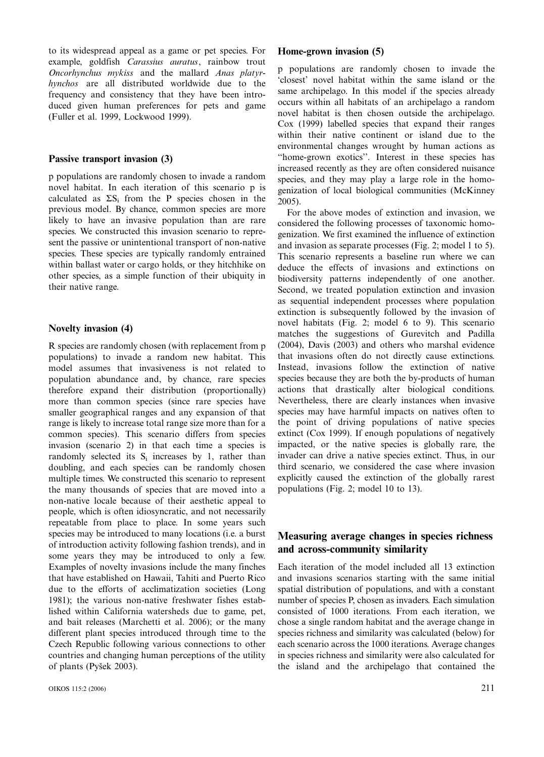to its widespread appeal as a game or pet species. For example, goldfish *Carassius auratus*, rainbow trout *Oncorhynchus mykiss* and the mallard *Anas platyrhynchos* are all distributed worldwide due to the frequency and consistency that they have been introduced given human preferences for pets and game (Fuller et al. 1999, Lockwood 1999).

### Passive transport invasion (3)

p populations are randomly chosen to invade a random novel habitat. In each iteration of this scenario p is calculated as $\Sigma S_i$ from the P species chosen in the previous model. By chance, common species are more likely to have an invasive population than are rare species. We constructed this invasion scenario to represent the passive or unintentional transport of non-native species. These species are typically randomly entrained within ballast water or cargo holds, or they hitchhike on other species, as a simple function of their ubiquity in their native range.

### Novelty invasion (4)

R species are randomly chosen (with replacement from p populations) to invade a random new habitat. This model assumes that invasiveness is not related to population abundance and, by chance, rare species therefore expand their distribution (proportionally) more than common species (since rare species have smaller geographical ranges and any expansion of that range is likely to increase total range size more than for a common species). This scenario differs from species invasion (scenario 2) in that each time a species is randomly selected its $S_i$ increases by 1, rather than doubling, and each species can be randomly chosen multiple times. We constructed this scenario to represent the many thousands of species that are moved into a non-native locale because of their aesthetic appeal to people, which is often idiosyncratic, and not necessarily repeatable from place to place. In some years such species may be introduced to many locations (i.e. a burst of introduction activity following fashion trends), and in some years they may be introduced to only a few. Examples of novelty invasions include the many finches that have established on Hawaii, Tahiti and Puerto Rico due to the efforts of acclimatization societies (Long 1981); the various non-native freshwater fishes established within California watersheds due to game, pet, and bait releases (Marchetti et al. 2006); or the many different plant species introduced through time to the Czech Republic following various connections to other countries and changing human perceptions of the utility of plants (Pyšek 2003).

### Home-grown invasion (5)

p populations are randomly chosen to invade the 'closest' novel habitat within the same island or the same archipelago. In this model if the species already occurs within all habitats of an archipelago a random novel habitat is then chosen outside the archipelago. Cox (1999) labelled species that expand their ranges within their native continent or island due to the environmental changes wrought by human actions as "home-grown exotics". Interest in these species has increased recently as they are often considered nuisance species, and they may play a large role in the homogenization of local biological communities (McKinney 2005).

For the above modes of extinction and invasion, we considered the following processes of taxonomic homogenization. We first examined the influence of extinction and invasion as separate processes (Fig. 2; model 1 to 5). This scenario represents a baseline run where we can deduce the effects of invasions and extinctions on biodiversity patterns independently of one another. Second, we treated population extinction and invasion as sequential independent processes where population extinction is subsequently followed by the invasion of novel habitats (Fig. 2; model 6 to 9). This scenario matches the suggestions of Gurevitch and Padilla (2004), Davis (2003) and others who marshal evidence that invasions often do not directly cause extinctions. Instead, invasions follow the extinction of native species because they are both the by-products of human actions that drastically alter biological conditions. Nevertheless, there are clearly instances when invasive species may have harmful impacts on natives often to the point of driving populations of native species extinct (Cox 1999). If enough populations of negatively impacted, or the native species is globally rare, the invader can drive a native species extinct. Thus, in our third scenario, we considered the case where invasion explicitly caused the extinction of the globally rarest populations (Fig. 2; model 10 to 13).

## Measuring average changes in species richness and across-community similarity

Each iteration of the model included all 13 extinction and invasions scenarios starting with the same initial spatial distribution of populations, and with a constant number of species P, chosen as invaders. Each simulation consisted of 1000 iterations. From each iteration, we chose a single random habitat and the average change in species richness and similarity was calculated (below) for each scenario across the 1000 iterations. Average changes in species richness and similarity were also calculated for the island and the archipelago that contained the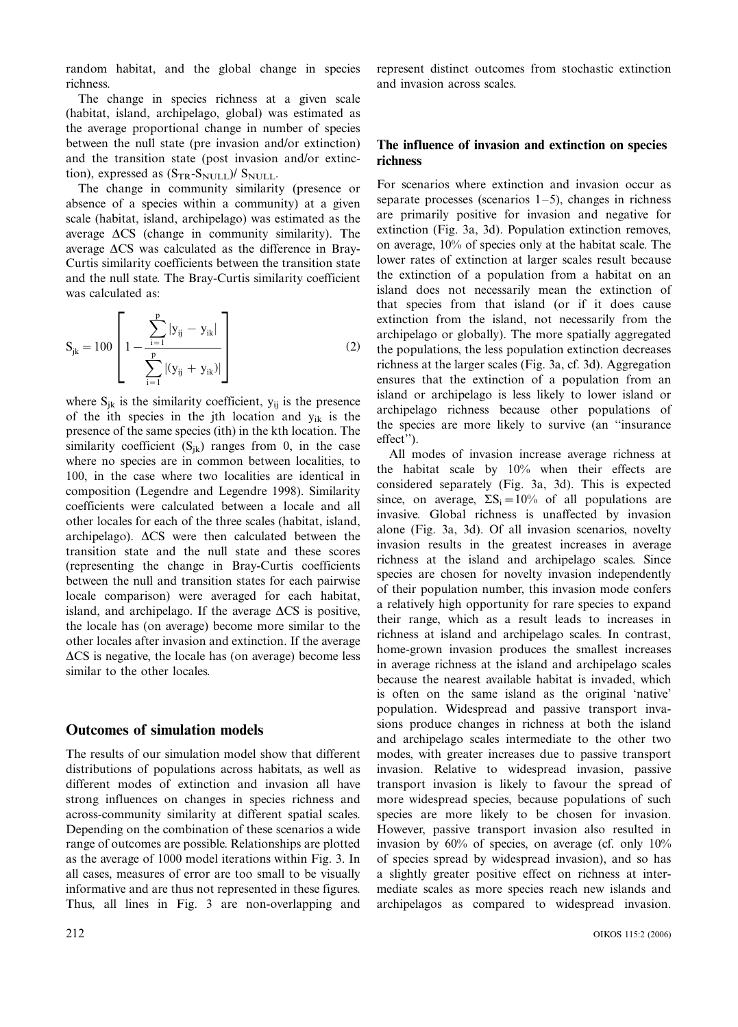random habitat, and the global change in species richness.

The change in species richness at a given scale (habitat, island, archipelago, global) was estimated as the average proportional change in number of species between the null state (pre invasion and/or extinction) and the transition state (post invasion and/or extinction), expressed as $(S_{TR}\text{-}S_{NULL})/\ S_{NULL}$.

The change in community similarity (presence or absence of a species within a community) at a given scale (habitat, island, archipelago) was estimated as the average $\Delta CS$ (change in community similarity). The average $\Delta CS$ was calculated as the difference in Bray-Curtis similarity coefficients between the transition state and the null state. The Bray-Curtis similarity coefficient was calculated as:

$$S_{jk} = 100\left[1 - \frac{\sum_{i=1}^{p} |y_{ij} - y_{ik}|}{\sum_{i=1}^{p} |(y_{ij} + y_{ik})|}\right] \tag{2}$$

where $S_{jk}$ is the similarity coefficient, $y_{ij}$ is the presence of the ith species in the jth location and $y_{ik}$ is the presence of the same species (ith) in the kth location. The similarity coefficient ($S_{jk}$) ranges from 0, in the case where no species are in common between localities, to 100, in the case where two localities are identical in composition (Legendre and Legendre 1998). Similarity coefficients were calculated between a locale and all other locales for each of the three scales (habitat, island, archipelago). $\Delta CS$ were then calculated between the transition state and the null state and these scores (representing the change in Bray-Curtis coefficients between the null and transition states for each pairwise locale comparison) were averaged for each habitat, island, and archipelago. If the average $\Delta CS$ is positive, the locale has (on average) become more similar to the other locales after invasion and extinction. If the average $\Delta CS$ is negative, the locale has (on average) become less similar to the other locales.

## Outcomes of simulation models

The results of our simulation model show that different distributions of populations across habitats, as well as different modes of extinction and invasion all have strong influences on changes in species richness and across-community similarity at different spatial scales. Depending on the combination of these scenarios a wide range of outcomes are possible. Relationships are plotted as the average of 1000 model iterations within Fig. 3. In all cases, measures of error are too small to be visually informative and are thus not represented in these figures. Thus, all lines in Fig. 3 are non-overlapping and represent distinct outcomes from stochastic extinction and invasion across scales.

### The influence of invasion and extinction on species richness

For scenarios where extinction and invasion occur as separate processes (scenarios 1–5), changes in richness are primarily positive for invasion and negative for extinction (Fig. 3a, 3d). Population extinction removes, on average, 10% of species only at the habitat scale. The lower rates of extinction at larger scales result because the extinction of a population from a habitat on an island does not necessarily mean the extinction of that species from that island (or if it does cause extinction from the island, not necessarily from the archipelago or globally). The more spatially aggregated the populations, the less population extinction decreases richness at the larger scales (Fig. 3a, cf. 3d). Aggregation ensures that the extinction of a population from an island or archipelago is less likely to lower island or archipelago richness because other populations of the species are more likely to survive (an "insurance effect").

All modes of invasion increase average richness at the habitat scale by 10% when their effects are considered separately (Fig. 3a, 3d). This is expected since, on average, $\Sigma S_i = 10\%$ of all populations are invasive. Global richness is unaffected by invasion alone (Fig. 3a, 3d). Of all invasion scenarios, novelty invasion results in the greatest increases in average richness at the island and archipelago scales. Since species are chosen for novelty invasion independently of their population number, this invasion mode confers a relatively high opportunity for rare species to expand their range, which as a result leads to increases in richness at island and archipelago scales. In contrast, home-grown invasion produces the smallest increases in average richness at the island and archipelago scales because the nearest available habitat is invaded, which is often on the same island as the original 'native' population. Widespread and passive transport invasions produce changes in richness at both the island and archipelago scales intermediate to the other two modes, with greater increases due to passive transport invasion. Relative to widespread invasion, passive transport invasion is likely to favour the spread of more widespread species, because populations of such species are more likely to be chosen for invasion. However, passive transport invasion also resulted in invasion by 60% of species, on average (cf. only 10% of species spread by widespread invasion), and so has a slightly greater positive effect on richness at intermediate scales as more species reach new islands and archipelagos as compared to widespread invasion.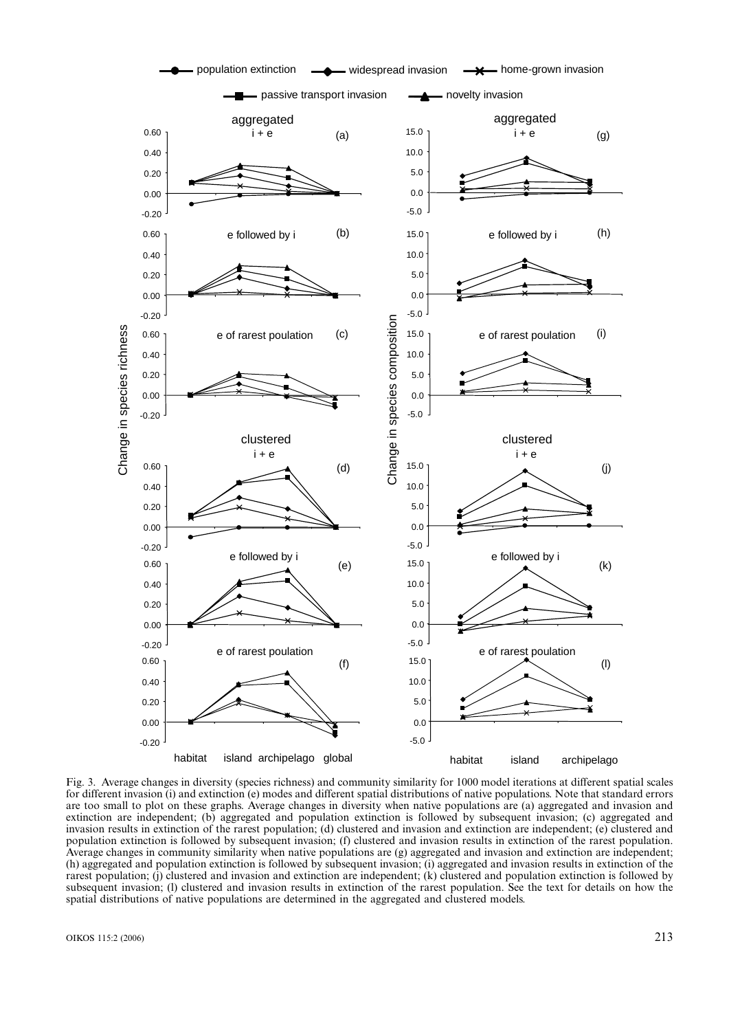Fig. 3. Average changes in diversity (species richness) and community similarity for 1000 model iterations at different spatial scales for different invasion (i) and extinction (e) modes and different spatial distributions of native populations. Note that standard errors are too small to plot on these graphs. Average changes in diversity when native populations are (a) aggregated and invasion and extinction are independent; (b) aggregated and population extinction is followed by subsequent invasion; (c) aggregated and invasion results in extinction of the rarest population; (d) clustered and invasion and extinction are independent; (e) clustered and population extinction is followed by subsequent invasion; (f) clustered and invasion results in extinction of the rarest population. Average changes in community similarity when native populations are (g) aggregated and invasion and extinction are independent; (h) aggregated and population extinction is followed by subsequent invasion; (i) aggregated and invasion results in extinction of the rarest population; (j) clustered and invasion and extinction are independent; (k) clustered and population extinction is followed by subsequent invasion; (l) clustered and invasion results in extinction of the rarest population. See the text for details on how the spatial distributions of native populations are determined in the aggregated and clustered models.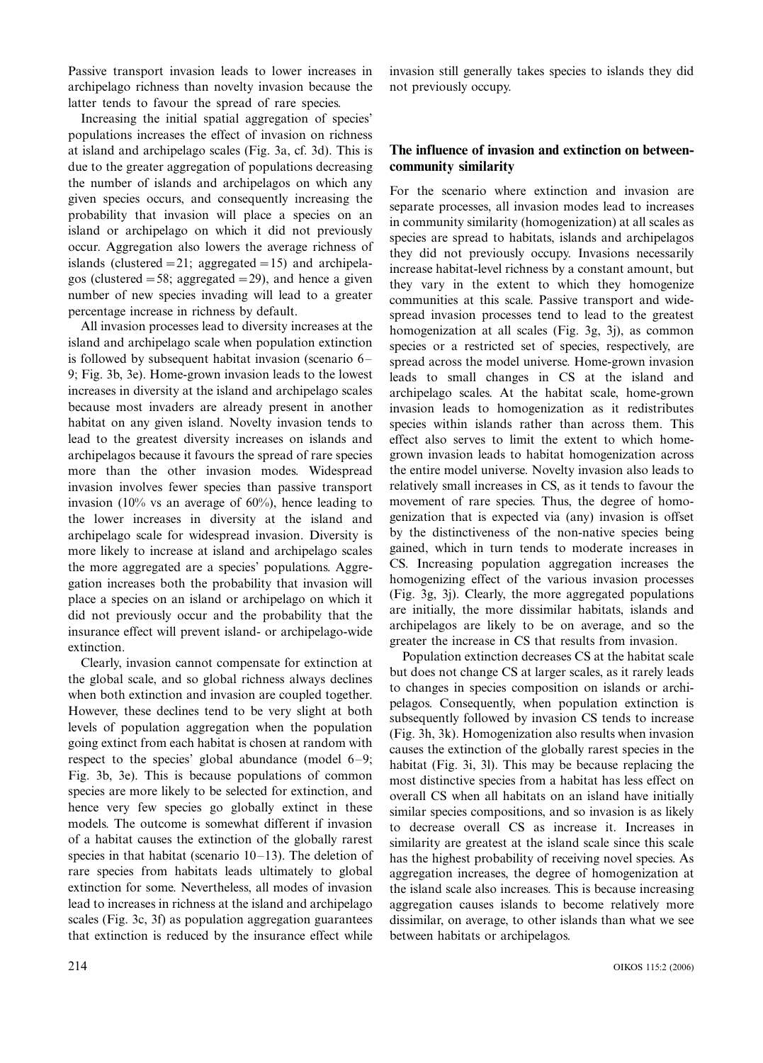Passive transport invasion leads to lower increases in archipelago richness than novelty invasion because the latter tends to favour the spread of rare species.

Increasing the initial spatial aggregation of species' populations increases the effect of invasion on richness at island and archipelago scales (Fig. 3a, cf. 3d). This is due to the greater aggregation of populations decreasing the number of islands and archipelagos on which any given species occurs, and consequently increasing the probability that invasion will place a species on an island or archipelago on which it did not previously occur. Aggregation also lowers the average richness of islands (clustered = 21; aggregated = 15) and archipelagos (clustered = 58; aggregated = 29), and hence a given number of new species invading will lead to a greater percentage increase in richness by default.

All invasion processes lead to diversity increases at the island and archipelago scale when population extinction is followed by subsequent habitat invasion (scenario 6–9; Fig. 3b, 3e). Home-grown invasion leads to the lowest increases in diversity at the island and archipelago scales because most invaders are already present in another habitat on any given island. Novelty invasion tends to lead to the greatest diversity increases on islands and archipelagos because it favours the spread of rare species more than the other invasion modes. Widespread invasion involves fewer species than passive transport invasion (10% vs an average of 60%), hence leading to the lower increases in diversity at the island and archipelago scale for widespread invasion. Diversity is more likely to increase at island and archipelago scales the more aggregated are a species' populations. Aggregation increases both the probability that invasion will place a species on an island or archipelago on which it did not previously occur and the probability that the insurance effect will prevent island- or archipelago-wide extinction.

Clearly, invasion cannot compensate for extinction at the global scale, and so global richness always declines when both extinction and invasion are coupled together. However, these declines tend to be very slight at both levels of population aggregation when the population going extinct from each habitat is chosen at random with respect to the species' global abundance (model 6–9; Fig. 3b, 3e). This is because populations of common species are more likely to be selected for extinction, and hence very few species go globally extinct in these models. The outcome is somewhat different if invasion of a habitat causes the extinction of the globally rarest species in that habitat (scenario 10–13). The deletion of rare species from habitats leads ultimately to global extinction for some. Nevertheless, all modes of invasion lead to increases in richness at the island and archipelago scales (Fig. 3c, 3f) as population aggregation guarantees that extinction is reduced by the insurance effect while invasion still generally takes species to islands they did not previously occupy.

## The influence of invasion and extinction on between-community similarity

For the scenario where extinction and invasion are separate processes, all invasion modes lead to increases in community similarity (homogenization) at all scales as species are spread to habitats, islands and archipelagos they did not previously occupy. Invasions necessarily increase habitat-level richness by a constant amount, but they vary in the extent to which they homogenize communities at this scale. Passive transport and widespread invasion processes tend to lead to the greatest homogenization at all scales (Fig. 3g, 3j), as common species or a restricted set of species, respectively, are spread across the model universe. Home-grown invasion leads to small changes in CS at the island and archipelago scales. At the habitat scale, home-grown invasion leads to homogenization as it redistributes species within islands rather than across them. This effect also serves to limit the extent to which home-grown invasion leads to habitat homogenization across the entire model universe. Novelty invasion also leads to relatively small increases in CS, as it tends to favour the movement of rare species. Thus, the degree of homogenization that is expected via (any) invasion is offset by the distinctiveness of the non-native species being gained, which in turn tends to moderate increases in CS. Increasing population aggregation increases the homogenizing effect of the various invasion processes (Fig. 3g, 3j). Clearly, the more aggregated populations are initially, the more dissimilar habitats, islands and archipelagos are likely to be on average, and so the greater the increase in CS that results from invasion.

Population extinction decreases CS at the habitat scale but does not change CS at larger scales, as it rarely leads to changes in species composition on islands or archipelagos. Consequently, when population extinction is subsequently followed by invasion CS tends to increase (Fig. 3h, 3k). Homogenization also results when invasion causes the extinction of the globally rarest species in the habitat (Fig. 3i, 3l). This may be because replacing the most distinctive species from a habitat has less effect on overall CS when all habitats on an island have initially similar species compositions, and so invasion is as likely to decrease overall CS as increase it. Increases in similarity are greatest at the island scale since this scale has the highest probability of receiving novel species. As aggregation increases, the degree of homogenization at the island scale also increases. This is because increasing aggregation causes islands to become relatively more dissimilar, on average, to other islands than what we see between habitats or archipelagos.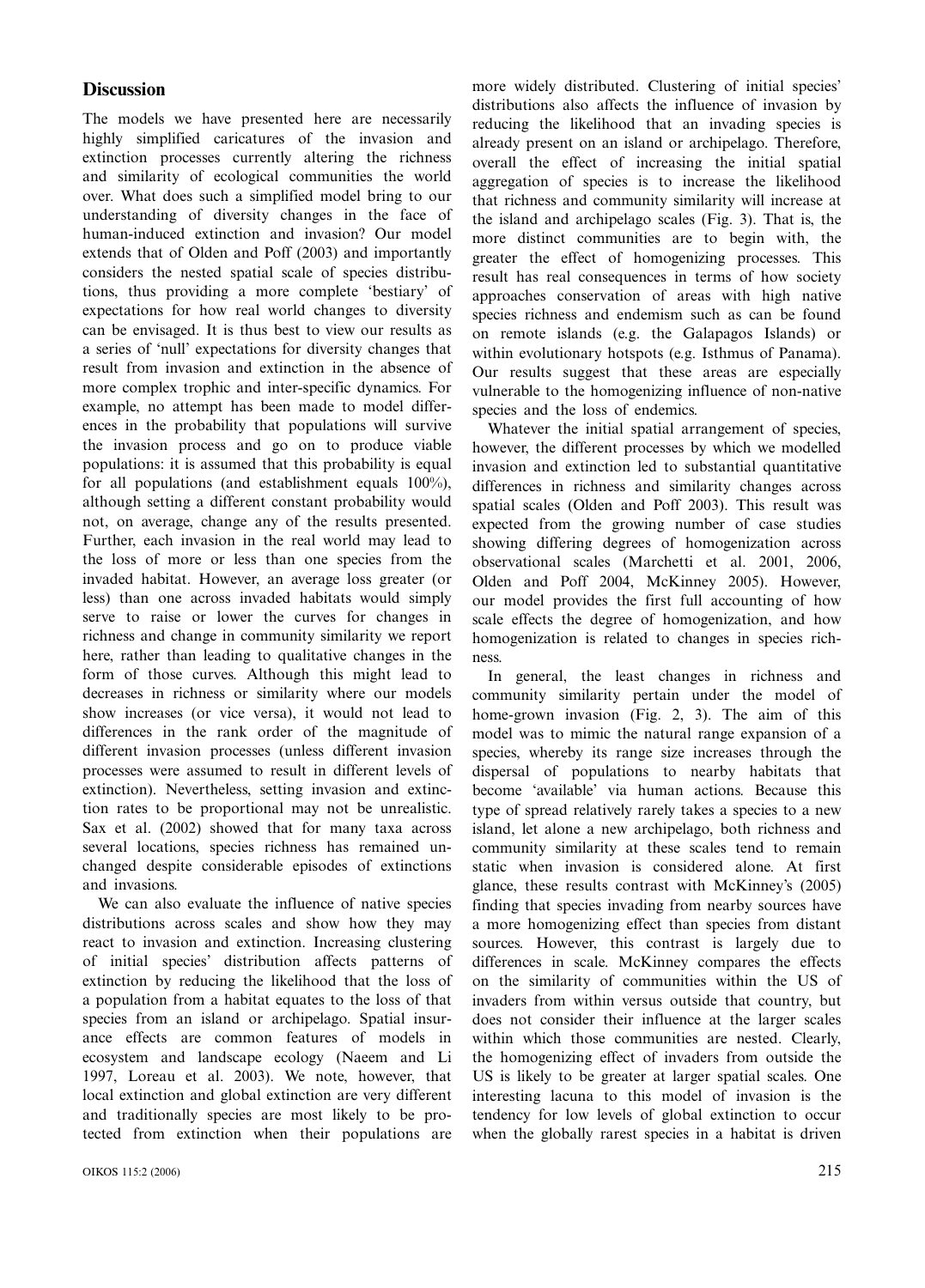## Discussion

The models we have presented here are necessarily highly simplified caricatures of the invasion and extinction processes currently altering the richness and similarity of ecological communities the world over. What does such a simplified model bring to our understanding of diversity changes in the face of human-induced extinction and invasion? Our model extends that of Olden and Poff (2003) and importantly considers the nested spatial scale of species distributions, thus providing a more complete 'bestiary' of expectations for how real world changes to diversity can be envisaged. It is thus best to view our results as a series of 'null' expectations for diversity changes that result from invasion and extinction in the absence of more complex trophic and inter-specific dynamics. For example, no attempt has been made to model differences in the probability that populations will survive the invasion process and go on to produce viable populations: it is assumed that this probability is equal for all populations (and establishment equals 100%), although setting a different constant probability would not, on average, change any of the results presented. Further, each invasion in the real world may lead to the loss of more or less than one species from the invaded habitat. However, an average loss greater (or less) than one across invaded habitats would simply serve to raise or lower the curves for changes in richness and change in community similarity we report here, rather than leading to qualitative changes in the form of those curves. Although this might lead to decreases in richness or similarity where our models show increases (or vice versa), it would not lead to differences in the rank order of the magnitude of different invasion processes (unless different invasion processes were assumed to result in different levels of extinction). Nevertheless, setting invasion and extinction rates to be proportional may not be unrealistic. Sax et al. (2002) showed that for many taxa across several locations, species richness has remained unchanged despite considerable episodes of extinctions and invasions.

We can also evaluate the influence of native species distributions across scales and show how they may react to invasion and extinction. Increasing clustering of initial species' distribution affects patterns of extinction by reducing the likelihood that the loss of a population from a habitat equates to the loss of that species from an island or archipelago. Spatial insurance effects are common features of models in ecosystem and landscape ecology (Naeem and Li 1997, Loreau et al. 2003). We note, however, that local extinction and global extinction are very different and traditionally species are most likely to be protected from extinction when their populations are more widely distributed. Clustering of initial species' distributions also affects the influence of invasion by reducing the likelihood that an invading species is already present on an island or archipelago. Therefore, overall the effect of increasing the initial spatial aggregation of species is to increase the likelihood that richness and community similarity will increase at the island and archipelago scales (Fig. 3). That is, the more distinct communities are to begin with, the greater the effect of homogenizing processes. This result has real consequences in terms of how society approaches conservation of areas with high native species richness and endemism such as can be found on remote islands (e.g. the Galapagos Islands) or within evolutionary hotspots (e.g. Isthmus of Panama). Our results suggest that these areas are especially vulnerable to the homogenizing influence of non-native species and the loss of endemics.

Whatever the initial spatial arrangement of species, however, the different processes by which we modelled invasion and extinction led to substantial quantitative differences in richness and similarity changes across spatial scales (Olden and Poff 2003). This result was expected from the growing number of case studies showing differing degrees of homogenization across observational scales (Marchetti et al. 2001, 2006, Olden and Poff 2004, McKinney 2005). However, our model provides the first full accounting of how scale effects the degree of homogenization, and how homogenization is related to changes in species richness.

In general, the least changes in richness and community similarity pertain under the model of home-grown invasion (Fig. 2, 3). The aim of this model was to mimic the natural range expansion of a species, whereby its range size increases through the dispersal of populations to nearby habitats that become 'available' via human actions. Because this type of spread relatively rarely takes a species to a new island, let alone a new archipelago, both richness and community similarity at these scales tend to remain static when invasion is considered alone. At first glance, these results contrast with McKinney's (2005) finding that species invading from nearby sources have a more homogenizing effect than species from distant sources. However, this contrast is largely due to differences in scale. McKinney compares the effects on the similarity of communities within the US of invaders from within versus outside that country, but does not consider their influence at the larger scales within which those communities are nested. Clearly, the homogenizing effect of invaders from outside the US is likely to be greater at larger spatial scales. One interesting lacuna to this model of invasion is the tendency for low levels of global extinction to occur when the globally rarest species in a habitat is driven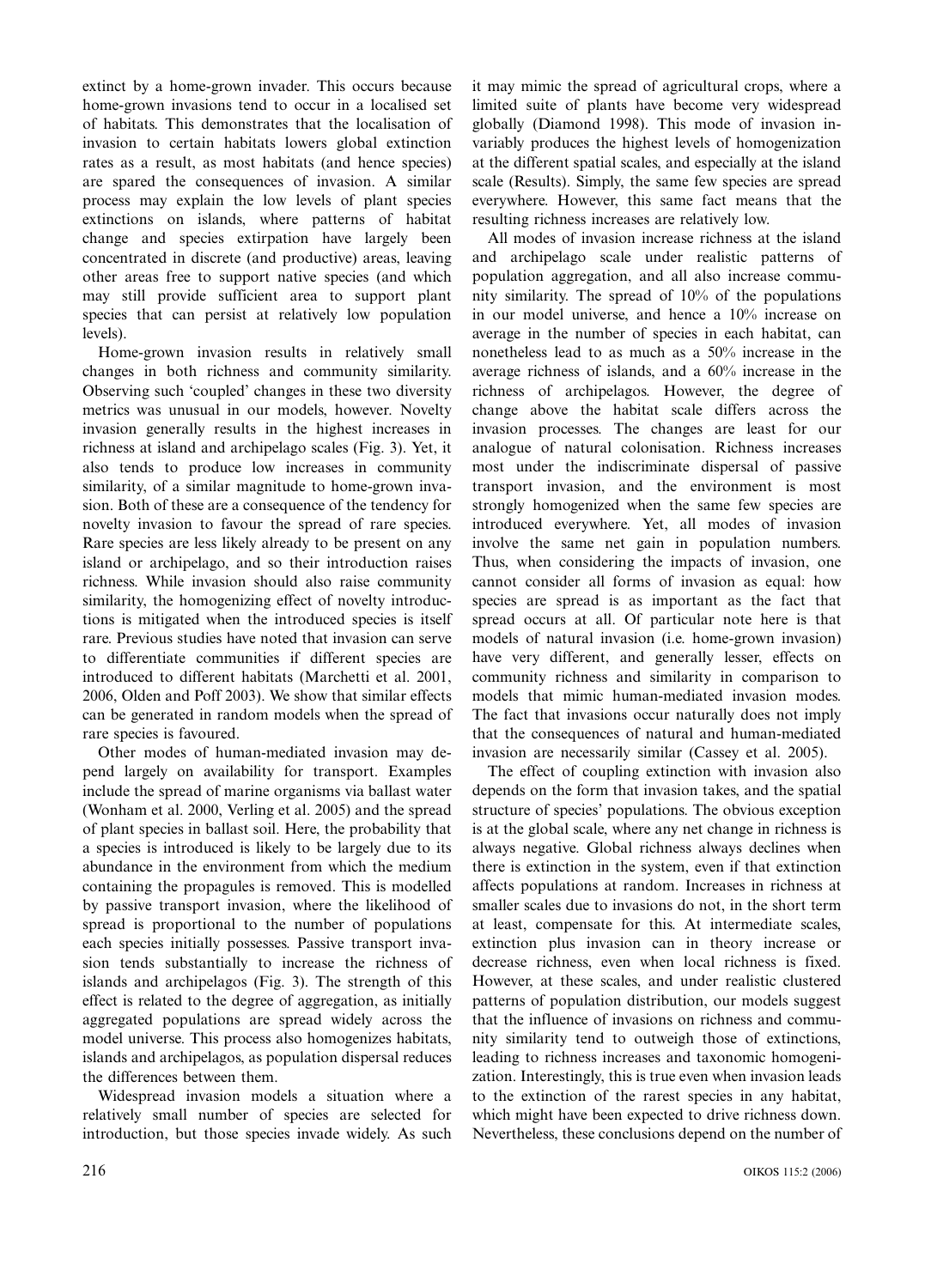extinct by a home-grown invader. This occurs because home-grown invasions tend to occur in a localised set of habitats. This demonstrates that the localisation of invasion to certain habitats lowers global extinction rates as a result, as most habitats (and hence species) are spared the consequences of invasion. A similar process may explain the low levels of plant species extinctions on islands, where patterns of habitat change and species extirpation have largely been concentrated in discrete (and productive) areas, leaving other areas free to support native species (and which may still provide sufficient area to support plant species that can persist at relatively low population levels).

Home-grown invasion results in relatively small changes in both richness and community similarity. Observing such 'coupled' changes in these two diversity metrics was unusual in our models, however. Novelty invasion generally results in the highest increases in richness at island and archipelago scales (Fig. 3). Yet, it also tends to produce low increases in community similarity, of a similar magnitude to home-grown invasion. Both of these are a consequence of the tendency for novelty invasion to favour the spread of rare species. Rare species are less likely already to be present on any island or archipelago, and so their introduction raises richness. While invasion should also raise community similarity, the homogenizing effect of novelty introductions is mitigated when the introduced species is itself rare. Previous studies have noted that invasion can serve to differentiate communities if different species are introduced to different habitats (Marchetti et al. 2001, 2006, Olden and Poff 2003). We show that similar effects can be generated in random models when the spread of rare species is favoured.

Other modes of human-mediated invasion may depend largely on availability for transport. Examples include the spread of marine organisms via ballast water (Wonham et al. 2000, Verling et al. 2005) and the spread of plant species in ballast soil. Here, the probability that a species is introduced is likely to be largely due to its abundance in the environment from which the medium containing the propagules is removed. This is modelled by passive transport invasion, where the likelihood of spread is proportional to the number of populations each species initially possesses. Passive transport invasion tends substantially to increase the richness of islands and archipelagos (Fig. 3). The strength of this effect is related to the degree of aggregation, as initially aggregated populations are spread widely across the model universe. This process also homogenizes habitats, islands and archipelagos, as population dispersal reduces the differences between them.

Widespread invasion models a situation where a relatively small number of species are selected for introduction, but those species invade widely. As such it may mimic the spread of agricultural crops, where a limited suite of plants have become very widespread globally (Diamond 1998). This mode of invasion invariably produces the highest levels of homogenization at the different spatial scales, and especially at the island scale (Results). Simply, the same few species are spread everywhere. However, this same fact means that the resulting richness increases are relatively low.

All modes of invasion increase richness at the island and archipelago scale under realistic patterns of population aggregation, and all also increase community similarity. The spread of 10% of the populations in our model universe, and hence a 10% increase on average in the number of species in each habitat, can nonetheless lead to as much as a 50% increase in the average richness of islands, and a 60% increase in the richness of archipelagos. However, the degree of change above the habitat scale differs across the invasion processes. The changes are least for our analogue of natural colonisation. Richness increases most under the indiscriminate dispersal of passive transport invasion, and the environment is most strongly homogenized when the same few species are introduced everywhere. Yet, all modes of invasion involve the same net gain in population numbers. Thus, when considering the impacts of invasion, one cannot consider all forms of invasion as equal: how species are spread is as important as the fact that spread occurs at all. Of particular note here is that models of natural invasion (i.e. home-grown invasion) have very different, and generally lesser, effects on community richness and similarity in comparison to models that mimic human-mediated invasion modes. The fact that invasions occur naturally does not imply that the consequences of natural and human-mediated invasion are necessarily similar (Cassey et al. 2005).

The effect of coupling extinction with invasion also depends on the form that invasion takes, and the spatial structure of species' populations. The obvious exception is at the global scale, where any net change in richness is always negative. Global richness always declines when there is extinction in the system, even if that extinction affects populations at random. Increases in richness at smaller scales due to invasions do not, in the short term at least, compensate for this. At intermediate scales, extinction plus invasion can in theory increase or decrease richness, even when local richness is fixed. However, at these scales, and under realistic clustered patterns of population distribution, our models suggest that the influence of invasions on richness and community similarity tend to outweigh those of extinctions, leading to richness increases and taxonomic homogenization. Interestingly, this is true even when invasion leads to the extinction of the rarest species in any habitat, which might have been expected to drive richness down. Nevertheless, these conclusions depend on the number of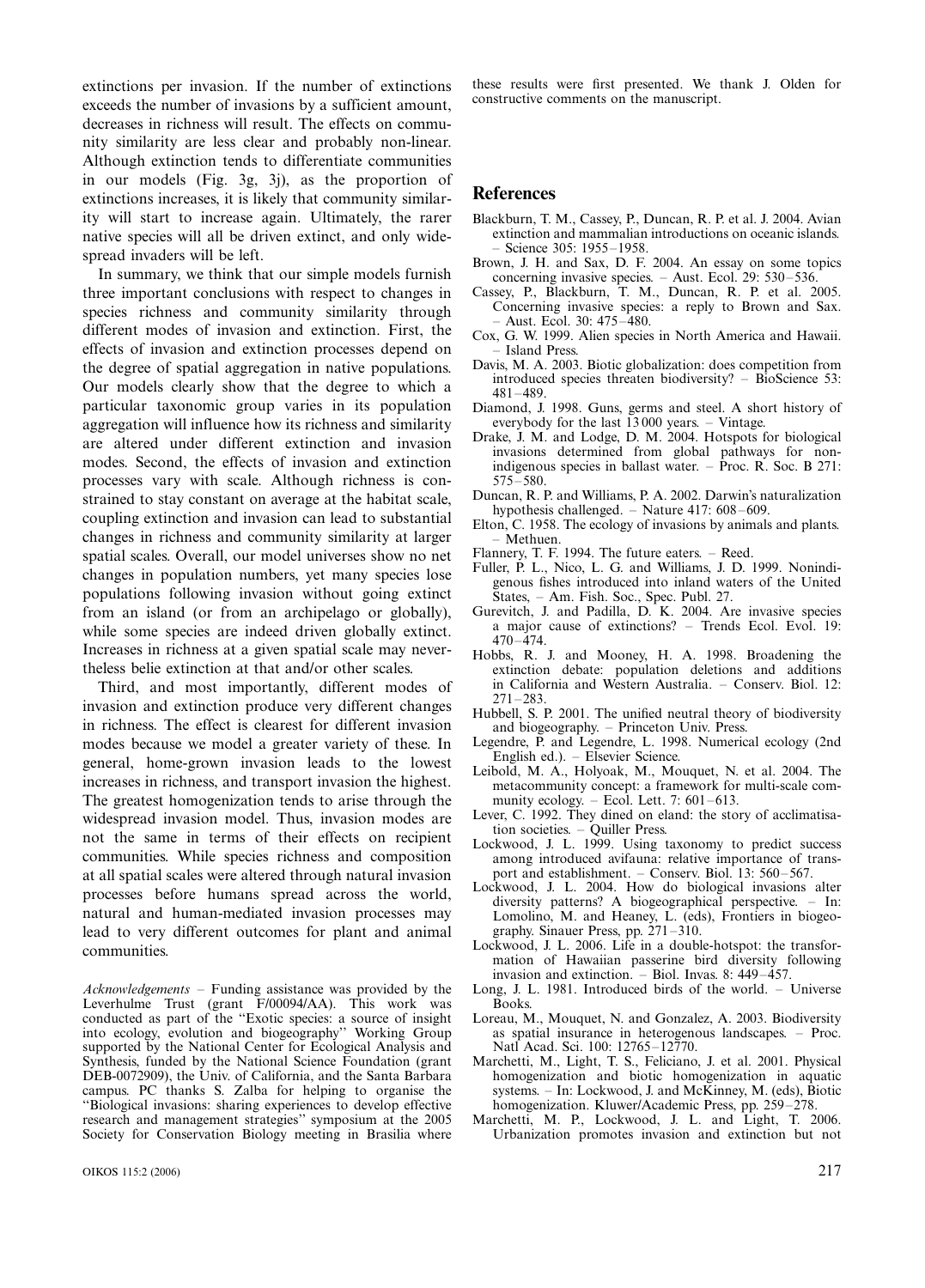extinctions per invasion. If the number of extinctions exceeds the number of invasions by a sufficient amount, decreases in richness will result. The effects on community similarity are less clear and probably non-linear. Although extinction tends to differentiate communities in our models (Fig. 3g, 3j), as the proportion of extinctions increases, it is likely that community similarity will start to increase again. Ultimately, the rarer native species will all be driven extinct, and only widespread invaders will be left.

In summary, we think that our simple models furnish three important conclusions with respect to changes in species richness and community similarity through different modes of invasion and extinction. First, the effects of invasion and extinction processes depend on the degree of spatial aggregation in native populations. Our models clearly show that the degree to which a particular taxonomic group varies in its population aggregation will influence how its richness and similarity are altered under different extinction and invasion modes. Second, the effects of invasion and extinction processes vary with scale. Although richness is constrained to stay constant on average at the habitat scale, coupling extinction and invasion can lead to substantial changes in richness and community similarity at larger spatial scales. Overall, our model universes show no net changes in population numbers, yet many species lose populations following invasion without going extinct from an island (or from an archipelago or globally), while some species are indeed driven globally extinct. Increases in richness at a given spatial scale may nevertheless belie extinction at that and/or other scales.

Third, and most importantly, different modes of invasion and extinction produce very different changes in richness. The effect is clearest for different invasion modes because we model a greater variety of these. In general, home-grown invasion leads to the lowest increases in richness, and transport invasion the highest. The greatest homogenization tends to arise through the widespread invasion model. Thus, invasion modes are not the same in terms of their effects on recipient communities. While species richness and composition at all spatial scales were altered through natural invasion processes before humans spread across the world, natural and human-mediated invasion processes may lead to very different outcomes for plant and animal communities.

*Acknowledgements* – Funding assistance was provided by the Leverhulme Trust (grant F/00094/AA). This work was conducted as part of the "Exotic species: a source of insight into ecology, evolution and biogeography" Working Group supported by the National Center for Ecological Analysis and Synthesis, funded by the National Science Foundation (grant DEB-0072909), the Univ. of California, and the Santa Barbara campus. PC thanks S. Zalba for helping to organise the "Biological invasions: sharing experiences to develop effective research and management strategies" symposium at the 2005 Society for Conservation Biology meeting in Brasilia where these results were first presented. We thank J. Olden for constructive comments on the manuscript.

## References

- Blackburn, T. M., Cassey, P., Duncan, R. P. et al. J. 2004. Avian extinction and mammalian introductions on oceanic islands. – Science 305: 1955–1958.
- Brown, J. H. and Sax, D. F. 2004. An essay on some topics concerning invasive species. – Aust. Ecol. 29: 530–536.
- Cassey, P., Blackburn, T. M., Duncan, R. P. et al. 2005. Concerning invasive species: a reply to Brown and Sax. – Aust. Ecol. 30: 475–480.
- Cox, G. W. 1999. Alien species in North America and Hawaii. – Island Press.
- Davis, M. A. 2003. Biotic globalization: does competition from introduced species threaten biodiversity? – BioScience 53: 481–489.
- Diamond, J. 1998. Guns, germs and steel. A short history of everybody for the last 13 000 years. – Vintage.
- Drake, J. M. and Lodge, D. M. 2004. Hotspots for biological invasions determined from global pathways for non-indigenous species in ballast water. – Proc. R. Soc. B 271: 575–580.
- Duncan, R. P. and Williams, P. A. 2002. Darwin's naturalization hypothesis challenged. – Nature 417: 608–609.
- Elton, C. 1958. The ecology of invasions by animals and plants. – Methuen.
- Flannery, T. F. 1994. The future eaters. – Reed.
- Fuller, P. L., Nico, L. G. and Williams, J. D. 1999. Nonindigenous fishes introduced into inland waters of the United States, – Am. Fish. Soc., Spec. Publ. 27.
- Gurevitch, J. and Padilla, D. K. 2004. Are invasive species a major cause of extinctions? – Trends Ecol. Evol. 19: 470–474.
- Hobbs, R. J. and Mooney, H. A. 1998. Broadening the extinction debate: population deletions and additions in California and Western Australia. – Conserv. Biol. 12: 271–283.
- Hubbell, S. P. 2001. The unified neutral theory of biodiversity and biogeography. – Princeton Univ. Press.
- Legendre, P. and Legendre, L. 1998. Numerical ecology (2nd English ed.). – Elsevier Science.
- Leibold, M. A., Holyoak, M., Mouquet, N. et al. 2004. The metacommunity concept: a framework for multi-scale community ecology. – Ecol. Lett. 7: 601–613.
- Lever, C. 1992. They dined on eland: the story of acclimatisation societies. – Quiller Press.
- Lockwood, J. L. 1999. Using taxonomy to predict success among introduced avifauna: relative importance of transport and establishment. – Conserv. Biol. 13: 560–567.
- Lockwood, J. L. 2004. How do biological invasions alter diversity patterns? A biogeographical perspective. – In: Lomolino, M. and Heaney, L. (eds), Frontiers in biogeography. Sinauer Press, pp. 271–310.
- Lockwood, J. L. 2006. Life in a double-hotspot: the transformation of Hawaiian passerine bird diversity following invasion and extinction. – Biol. Invas. 8: 449–457.
- Long, J. L. 1981. Introduced birds of the world. – Universe Books.
- Loreau, M., Mouquet, N. and Gonzalez, A. 2003. Biodiversity as spatial insurance in heterogenous landscapes. – Proc. Natl Acad. Sci. 100: 12765–12770.
- Marchetti, M., Light, T. S., Feliciano, J. et al. 2001. Physical homogenization and biotic homogenization in aquatic systems. – In: Lockwood, J. and McKinney, M. (eds), Biotic homogenization. Kluwer/Academic Press, pp. 259–278.
- Marchetti, M. P., Lockwood, J. L. and Light, T. 2006. Urbanization promotes invasion and extinction but not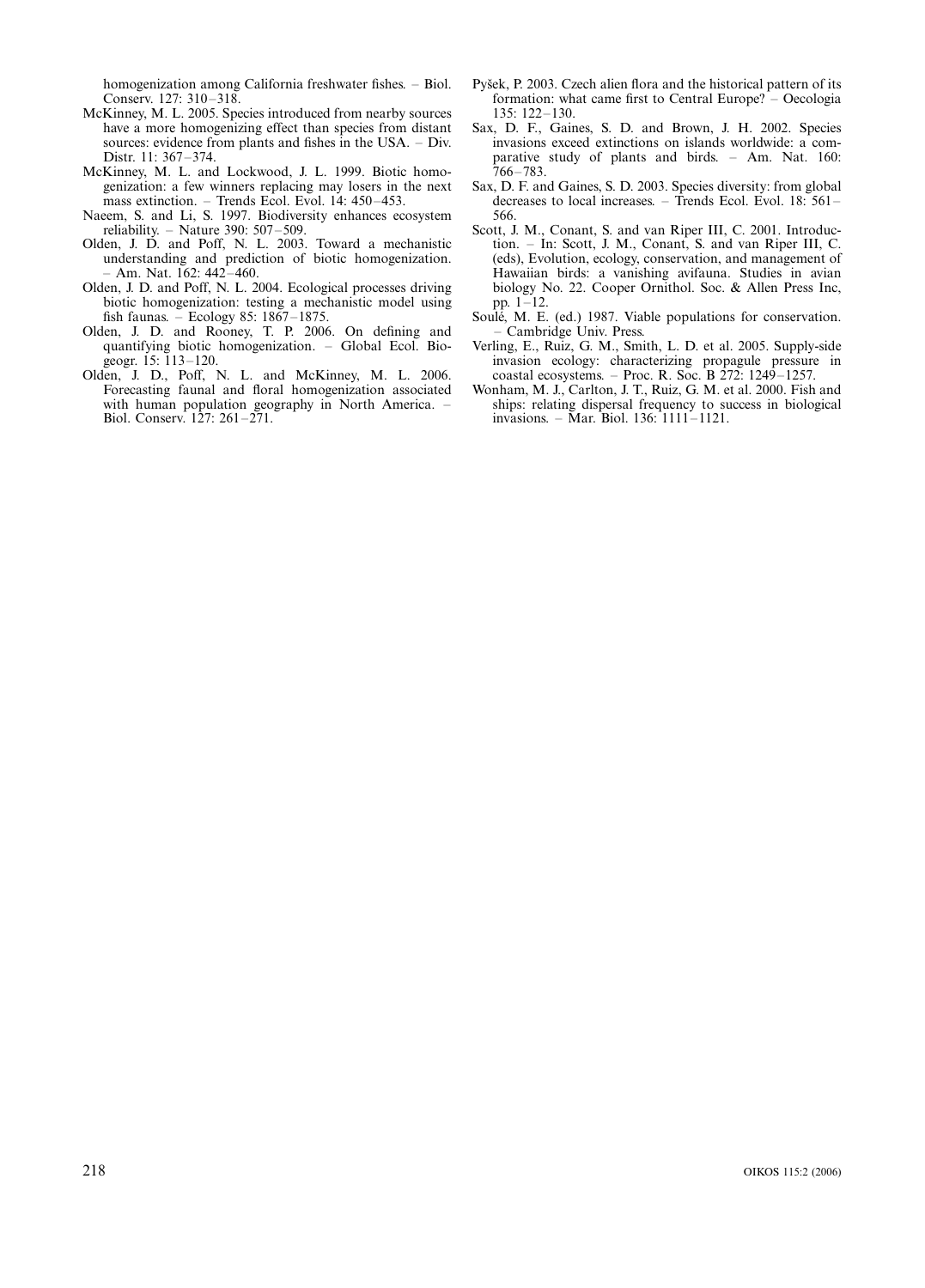homogenization among California freshwater fishes. – Biol. Conserv. 127: 310–318.

McKinney, M. L. 2005. Species introduced from nearby sources have a more homogenizing effect than species from distant sources: evidence from plants and fishes in the USA. – Div. Distr. 11: 367–374.

McKinney, M. L. and Lockwood, J. L. 1999. Biotic homogenization: a few winners replacing may losers in the next mass extinction. – Trends Ecol. Evol. 14: 450–453.

Naeem, S. and Li, S. 1997. Biodiversity enhances ecosystem reliability. – Nature 390: 507–509.

Olden, J. D. and Poff, N. L. 2003. Toward a mechanistic understanding and prediction of biotic homogenization. – Am. Nat. 162: 442–460.

Olden, J. D. and Poff, N. L. 2004. Ecological processes driving biotic homogenization: testing a mechanistic model using fish faunas. – Ecology 85: 1867–1875.

Olden, J. D. and Rooney, T. P. 2006. On defining and quantifying biotic homogenization. – Global Ecol. Biogeogr. 15: 113–120.

Olden, J. D., Poff, N. L. and McKinney, M. L. 2006. Forecasting faunal and floral homogenization associated with human population geography in North America. – Biol. Conserv. 127: 261–271.

Pyšek, P. 2003. Czech alien flora and the historical pattern of its formation: what came first to Central Europe? – Oecologia 135: 122–130.

Sax, D. F., Gaines, S. D. and Brown, J. H. 2002. Species invasions exceed extinctions on islands worldwide: a comparative study of plants and birds. – Am. Nat. 160: 766–783.

Sax, D. F. and Gaines, S. D. 2003. Species diversity: from global decreases to local increases. – Trends Ecol. Evol. 18: 561–566.

Scott, J. M., Conant, S. and van Riper III, C. 2001. Introduction. – In: Scott, J. M., Conant, S. and van Riper III, C. (eds), Evolution, ecology, conservation, and management of Hawaiian birds: a vanishing avifauna. Studies in avian biology No. 22. Cooper Ornithol. Soc. & Allen Press Inc, pp. 1–12.

Soulé, M. E. (ed.) 1987. Viable populations for conservation. – Cambridge Univ. Press.

Verling, E., Ruiz, G. M., Smith, L. D. et al. 2005. Supply-side invasion ecology: characterizing propagule pressure in coastal ecosystems. – Proc. R. Soc. B 272: 1249–1257.

Wonham, M. J., Carlton, J. T., Ruiz, G. M. et al. 2000. Fish and ships: relating dispersal frequency to success in biological invasions. – Mar. Biol. 136: 1111–1121.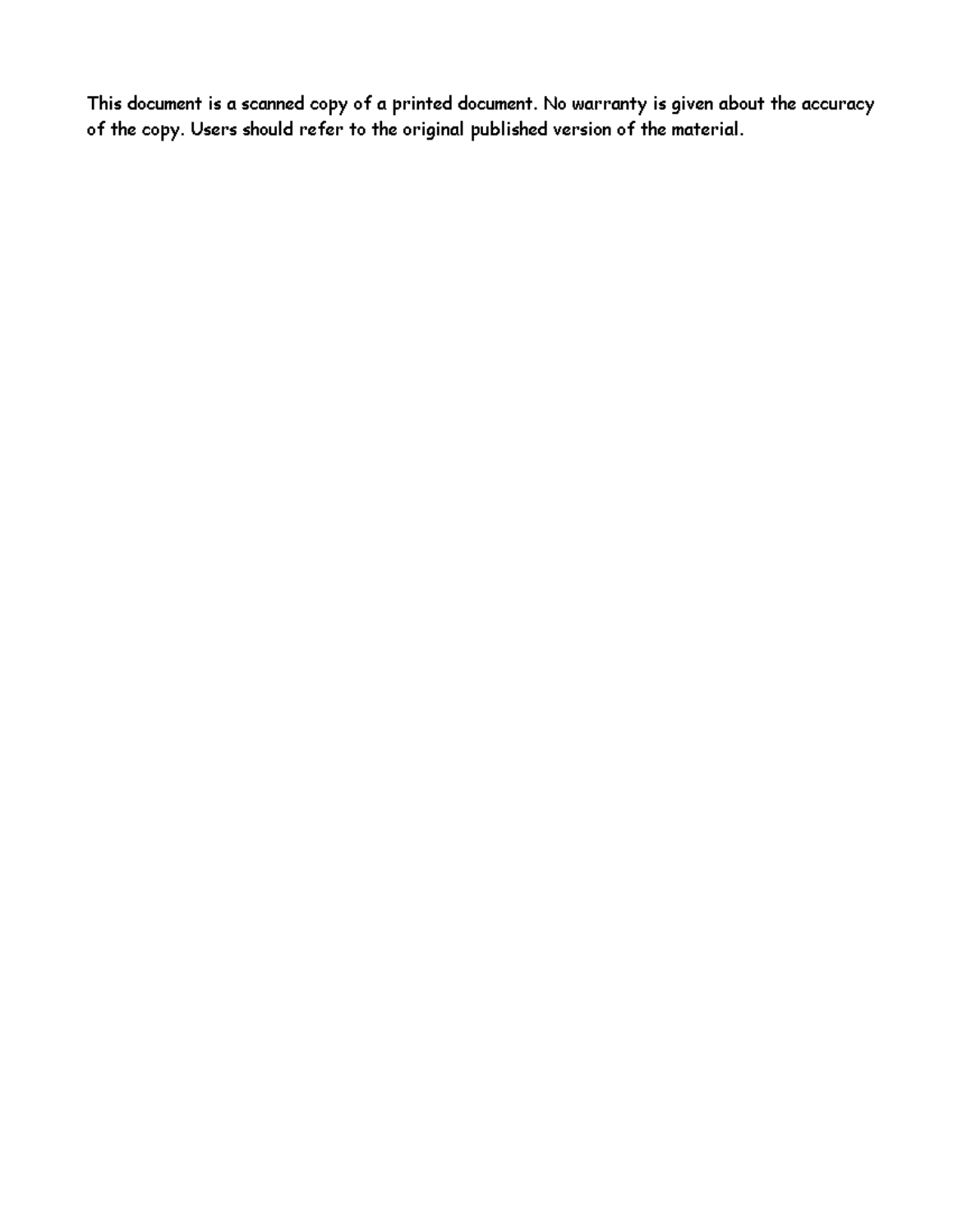This document is a scanned copy of a printed document. No warranty is given about the accuracy of the copy. Users should refer to the original published version of the material.